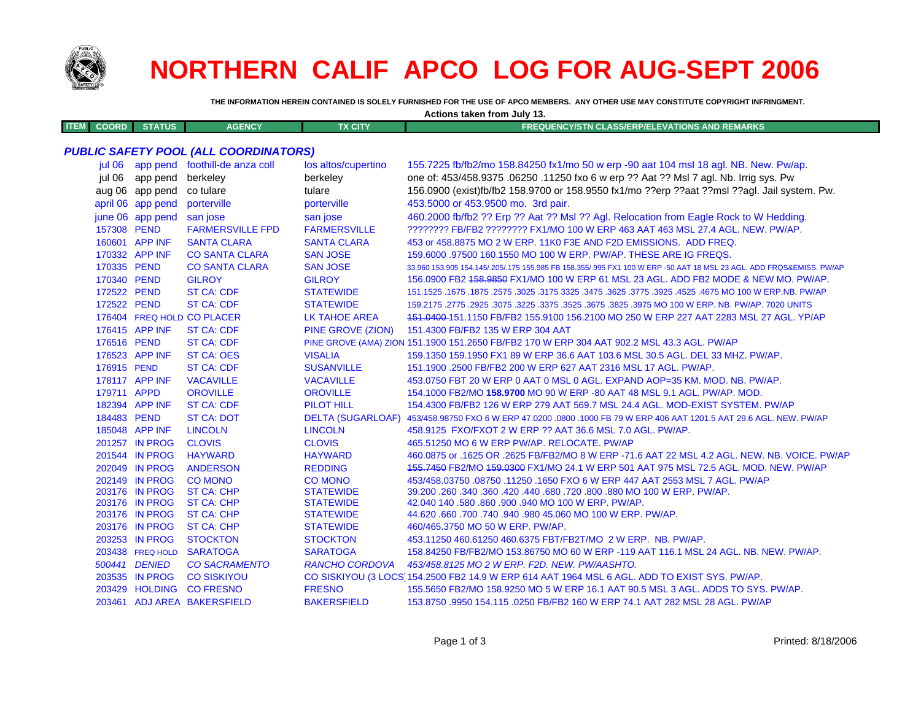# NORTHERN CALIF APCO LOG FOR AUG-SEPT 2006

**THE INFORMATION HEREIN CONTAINED IS SOLELY FURNISHED FOR THE USE OF APCO MEMBERS. ANY OTHER USE MAY CONSTITUTE COPYRIGHT INFRINGMENT.**

**Actions taken from July 13.**

### *PUBLIC SAFETY POOL (ALL COORDINATORS)*

| ITEM | COORD | STATUS | AGENCY | TX CITY | FREQUENCY/STN CLASS/ERP/ELEVATIONS AND REMARKS |
|---|---|---|---|---|---|
| | jul 06 | app pend | foothill-de anza coll | los altos/cupertino | 155.7225 fb/fb2/mo 158.84250 fx1/mo 50 w erp -90 aat 104 msl 18 agl. NB. New. Pw/ap. |
| | jul 06 | app pend | berkeley | berkeley | one of: 453/458.9375 .06250 .11250 fxo 6 w erp ?? Aat ?? Msl 7 agl. Nb. Irrig sys. Pw |
| | aug 06 | app pend | co tulare | tulare | 156.0900 (exist)fb/fb2 158.9700 or 158.9550 fx1/mo ??erp ??aat ??msl ??agl. Jail system. Pw. |
| | april 06 | app pend | porterville | porterville | 453.5000 or 453.9500 mo. 3rd pair. |
| | june 06 | app pend | san jose | san jose | 460.2000 fb/fb2 ?? Erp ?? Aat ?? Msl ?? Agl. Relocation from Eagle Rock to W Hedding. |
| | 157308 | PEND | FARMERSVILLE FPD | FARMERSVILLE | ???????? FB/FB2 ???????? FX1/MO 100 W ERP 463 AAT 463 MSL 27.4 AGL. NEW. PW/AP. |
| | 160601 | APP INF | SANTA CLARA | SANTA CLARA | 453 or 458.8875 MO 2 W ERP. 11K0 F3E AND F2D EMISSIONS. ADD FREQ. |
| | 170332 | APP INF | CO SANTA CLARA | SAN JOSE | 159.6000 .97500 160.1550 MO 100 W ERP. PW/AP. THESE ARE IG FREQS. |
| | 170335 | PEND | CO SANTA CLARA | SAN JOSE | 33.960 153.905 154.145/.205/.175 155.985 FB 158.355/.995 FX1 100 W ERP -50 AAT 18 MSL 23 AGL. ADD FRQS&EMISS. PW/AP |
| | 170340 | PEND | GILROY | GILROY | 156.0900 FB2 ~~158.9850~~ FX1/MO 100 W ERP 61 MSL 23 AGL. ADD FB2 MODE & NEW MO. PW/AP. |
| | 172522 | PEND | ST CA: CDF | STATEWIDE | 151.1525 .1675 .1875 .2575 .3025 .3175 3325 .3475 .3625 .3775 .3925 .4525 .4675 MO 100 W ERP.NB. PW/AP |
| | 172522 | PEND | ST CA: CDF | STATEWIDE | 159.2175 .2775 .2925 .3075 .3225 .3375 .3525 .3675 .3825 .3975 MO 100 W ERP. NB. PW/AP. 7020 UNITS |
| | 176404 | FREQ HOLD | CO PLACER | LK TAHOE AREA | ~~151.0400~~ 151.1150 FB/FB2 155.9100 156.2100 MO 250 W ERP 227 AAT 2283 MSL 27 AGL. YP/AP |
| | 176415 | APP INF | ST CA: CDF | PINE GROVE (ZION) | 151.4300 FB/FB2 135 W ERP 304 AAT |
| | 176516 | PEND | ST CA: CDF | PINE GROVE (AMA) ZION | 151.1900 151.2650 FB/FB2 170 W ERP 304 AAT 902.2 MSL 43.3 AGL. PW/AP |
| | 176523 | APP INF | ST CA: OES | VISALIA | 159.1350 159.1950 FX1 89 W ERP 36.6 AAT 103.6 MSL 30.5 AGL. DEL 33 MHZ. PW/AP. |
| | 176915 | PEND | ST CA: CDF | SUSANVILLE | 151.1900 .2500 FB/FB2 200 W ERP 627 AAT 2316 MSL 17 AGL. PW/AP. |
| | 178117 | APP INF | VACAVILLE | VACAVILLE | 453.0750 FBT 20 W ERP 0 AAT 0 MSL 0 AGL. EXPAND AOP=35 KM. MOD. NB. PW/AP. |
| | 179711 | APPD | OROVILLE | OROVILLE | 154.1000 FB2/MO **158.9700** MO 90 W ERP -80 AAT 48 MSL 9.1 AGL. PW/AP. MOD. |
| | 182394 | APP INF | ST CA: CDF | PILOT HILL | 154.4300 FB/FB2 126 W ERP 279 AAT 569.7 MSL 24.4 AGL. MOD-EXIST SYSTEM. PW/AP |
| | 184483 | PEND | ST CA: DOT | DELTA (SUGARLOAF) | 453/458.98750 FXO 6 W ERP 47.0200 .0800 .1000 FB 79 W ERP 406 AAT 1201.5 AAT 29.6 AGL. NEW. PW/AP |
| | 185048 | APP INF | LINCOLN | LINCOLN | 458.9125 FXO/FXOT 2 W ERP ?? AAT 36.6 MSL 7.0 AGL. PW/AP. |
| | 201257 | IN PROG | CLOVIS | CLOVIS | 465.51250 MO 6 W ERP PW/AP. RELOCATE. PW/AP |
| | 201544 | IN PROG | HAYWARD | HAYWARD | 460.0875 or .1625 OR .2625 FB/FB2/MO 8 W ERP -71.6 AAT 22 MSL 4.2 AGL. NEW. NB. VOICE. PW/AP |
| | 202049 | IN PROG | ANDERSON | REDDING | ~~155.7450~~ FB2/MO ~~159.0300~~ FX1/MO 24.1 W ERP 501 AAT 975 MSL 72.5 AGL. MOD. NEW. PW/AP |
| | 202149 | IN PROG | CO MONO | CO MONO | 453/458.03750 .08750 .11250 .1650 FXO 6 W ERP 447 AAT 2553 MSL 7 AGL. PW/AP |
| | 203176 | IN PROG | ST CA: CHP | STATEWIDE | 39.200 .260 .340 .360 .420 .440 .680 .720 .800 .880 MO 100 W ERP. PW/AP. |
| | 203176 | IN PROG | ST CA: CHP | STATEWIDE | 42.040 140 .580 .860 .900 .940 MO 100 W ERP. PW/AP. |
| | 203176 | IN PROG | ST CA: CHP | STATEWIDE | 44.620 .660 .700 .740 .940 .980 45.060 MO 100 W ERP. PW/AP. |
| | 203176 | IN PROG | ST CA: CHP | STATEWIDE | 460/465.3750 MO 50 W ERP. PW/AP. |
| | 203253 | IN PROG | STOCKTON | STOCKTON | 453.11250 460.61250 460.6375 FBT/FB2T/MO 2 W ERP. NB. PW/AP. |
| | 203438 | FREQ HOLD | SARATOGA | SARATOGA | 158.84250 FB/FB2/MO 153.86750 MO 60 W ERP -119 AAT 116.1 MSL 24 AGL. NB. NEW. PW/AP. |
| | *500441* | *DENIED* | *CO SACRAMENTO* | *RANCHO CORDOVA* | *453/458.8125 MO 2 W ERP. F2D. NEW. PW/AASHTO.* |
| | 203535 | IN PROG | CO SISKIYOU | CO SISKIYOU (3 LOCS) | 154.2500 FB2 14.9 W ERP 614 AAT 1964 MSL 6 AGL. ADD TO EXIST SYS. PW/AP. |
| | 203429 | HOLDING | CO FRESNO | FRESNO | 155.5650 FB2/MO 158.9250 MO 5 W ERP 16.1 AAT 90.5 MSL 3 AGL. ADDS TO SYS. PW/AP. |
| | 203461 | ADJ AREA | BAKERSFIELD | BAKERSFIELD | 153.8750 .9950 154.115 .0250 FB/FB2 160 W ERP 74.1 AAT 282 MSL 28 AGL. PW/AP |

Printed: 8/18/2006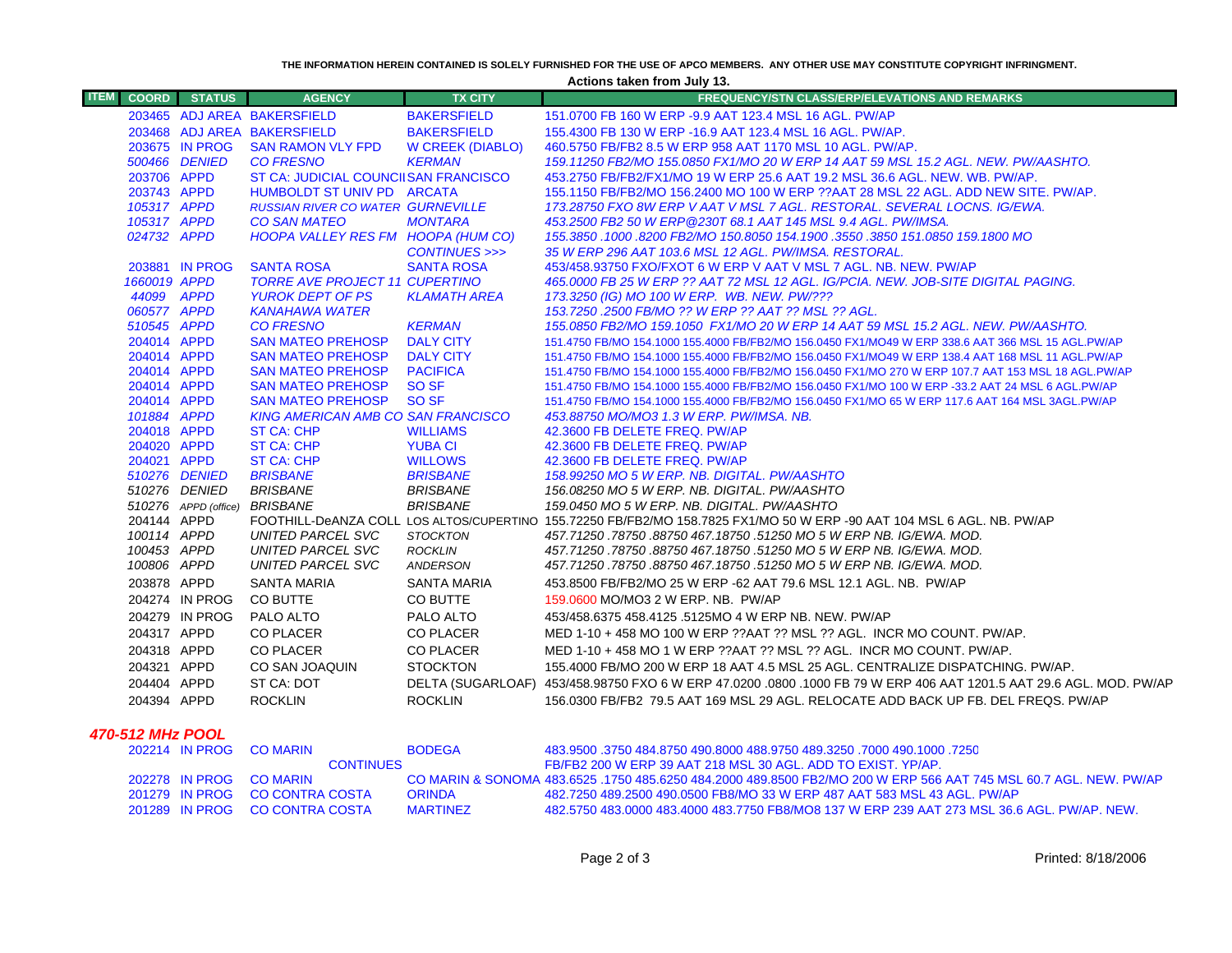THE INFORMATION HEREIN CONTAINED IS SOLELY FURNISHED FOR THE USE OF APCO MEMBERS. ANY OTHER USE MAY CONSTITUTE COPYRIGHT INFRINGMENT.

**Actions taken from July 13.**

| ITEM | COORD | STATUS | AGENCY | TX CITY | FREQUENCY/STN CLASS/ERP/ELEVATIONS AND REMARKS |
|---|---|---|---|---|---|
| | 203465 | ADJ AREA | BAKERSFIELD | BAKERSFIELD | 151.0700 FB 160 W ERP -9.9 AAT 123.4 MSL 16 AGL. PW/AP |
| | 203468 | ADJ AREA | BAKERSFIELD | BAKERSFIELD | 155.4300 FB 130 W ERP -16.9 AAT 123.4 MSL 16 AGL. PW/AP. |
| | 203675 | IN PROG | SAN RAMON VLY FPD | W CREEK (DIABLO) | 460.5750 FB/FB2 8.5 W ERP 958 AAT 1170 MSL 10 AGL. PW/AP. |
| | 500466 | DENIED | CO FRESNO | KERMAN | 159.11250 FB2/MO 155.0850 FX1/MO 20 W ERP 14 AAT 59 MSL 15.2 AGL. NEW. PW/AASHTO. |
| | 203706 | APPD | ST CA: JUDICIAL COUNCIL | SAN FRANCISCO | 453.2750 FB/FB2/FX1/MO 19 W ERP 25.6 AAT 19.2 MSL 36.6 AGL. NEW. WB. PW/AP. |
| | 203743 | APPD | HUMBOLDT ST UNIV PD | ARCATA | 155.1150 FB/FB2/MO 156.2400 MO 100 W ERP ??AAT 28 MSL 22 AGL. ADD NEW SITE. PW/AP. |
| | 105317 | APPD | RUSSIAN RIVER CO WATER | GURNEVILLE | 173.28750 FXO 8W ERP V AAT V MSL 7 AGL. RESTORAL. SEVERAL LOCNS. IG/EWA. |
| | 105317 | APPD | CO SAN MATEO | MONTARA | 453.2500 FB2 50 W ERP@230T 68.1 AAT 145 MSL 9.4 AGL. PW/IMSA. |
| | 024732 | APPD | HOOPA VALLEY RES FM | HOOPA (HUM CO) | 155.3850 .1000 .8200 FB2/MO 150.8050 154.1900 .3550 .3850 151.0850 159.1800 MO |
| | | | | CONTINUES >>> | 35 W ERP 296 AAT 103.6 MSL 12 AGL. PW/IMSA. RESTORAL. |
| | 203881 | IN PROG | SANTA ROSA | SANTA ROSA | 453/458.93750 FXO/FXOT 6 W ERP V AAT V MSL 7 AGL. NB. NEW. PW/AP |
| | 1660019 | APPD | TORRE AVE PROJECT 11 | CUPERTINO | 465.0000 FB 25 W ERP ?? AAT 72 MSL 12 AGL. IG/PCIA. NEW. JOB-SITE DIGITAL PAGING. |
| | 44099 | APPD | YUROK DEPT OF PS | KLAMATH AREA | 173.3250 (IG) MO 100 W ERP. WB. NEW. PW/??? |
| | 060577 | APPD | KANAHAWA WATER | | 153.7250 .2500 FB/MO ?? W ERP ?? AAT ?? MSL ?? AGL. |
| | 510545 | APPD | CO FRESNO | KERMAN | 155.0850 FB2/MO 159.1050 FX1/MO 20 W ERP 14 AAT 59 MSL 15.2 AGL. NEW. PW/AASHTO. |
| | 204014 | APPD | SAN MATEO PREHOSP | DALY CITY | 151.4750 FB/MO 154.1000 155.4000 FB/FB2/MO 156.0450 FX1/MO49 W ERP 338.6 AAT 366 MSL 15 AGL.PW/AP |
| | 204014 | APPD | SAN MATEO PREHOSP | DALY CITY | 151.4750 FB/MO 154.1000 155.4000 FB/FB2/MO 156.0450 FX1/MO49 W ERP 138.4 AAT 168 MSL 11 AGL.PW/AP |
| | 204014 | APPD | SAN MATEO PREHOSP | PACIFICA | 151.4750 FB/MO 154.1000 155.4000 FB/FB2/MO 156.0450 FX1/MO 270 W ERP 107.7 AAT 153 MSL 18 AGL.PW/AP |
| | 204014 | APPD | SAN MATEO PREHOSP | SO SF | 151.4750 FB/MO 154.1000 155.4000 FB/FB2/MO 156.0450 FX1/MO 100 W ERP -33.2 AAT 24 MSL 6 AGL.PW/AP |
| | 204014 | APPD | SAN MATEO PREHOSP | SO SF | 151.4750 FB/MO 154.1000 155.4000 FB/FB2/MO 156.0450 FX1/MO 65 W ERP 117.6 AAT 164 MSL 3AGL.PW/AP |
| | 101884 | APPD | KING AMERICAN AMB CO | SAN FRANCISCO | 453.88750 MO/MO3 1.3 W ERP. PW/IMSA. NB. |
| | 204018 | APPD | ST CA: CHP | WILLIAMS | 42.3600 FB DELETE FREQ. PW/AP |
| | 204020 | APPD | ST CA: CHP | YUBA CI | 42.3600 FB DELETE FREQ. PW/AP |
| | 204021 | APPD | ST CA: CHP | WILLOWS | 42.3600 FB DELETE FREQ. PW/AP |
| | 510276 | DENIED | BRISBANE | BRISBANE | 158.99250 MO 5 W ERP. NB. DIGITAL. PW/AASHTO |
| | 510276 | DENIED | BRISBANE | BRISBANE | 156.08250 MO 5 W ERP. NB. DIGITAL. PW/AASHTO |
| | 510276 | APPD (office) | BRISBANE | BRISBANE | 159.0450 MO 5 W ERP. NB. DIGITAL. PW/AASHTO |
| | 204144 | APPD | FOOTHILL-DeANZA COLL | LOS ALTOS/CUPERTINO | 155.72250 FB/FB2/MO 158.7825 FX1/MO 50 W ERP -90 AAT 104 MSL 6 AGL. NB. PW/AP |
| | 100114 | APPD | UNITED PARCEL SVC | STOCKTON | 457.71250 .78750 .88750 467.18750 .51250 MO 5 W ERP NB. IG/EWA. MOD. |
| | 100453 | APPD | UNITED PARCEL SVC | ROCKLIN | 457.71250 .78750 .88750 467.18750 .51250 MO 5 W ERP NB. IG/EWA. MOD. |
| | 100806 | APPD | UNITED PARCEL SVC | ANDERSON | 457.71250 .78750 .88750 467.18750 .51250 MO 5 W ERP NB. IG/EWA. MOD. |
| | 203878 | APPD | SANTA MARIA | SANTA MARIA | 453.8500 FB/FB2/MO 25 W ERP -62 AAT 79.6 MSL 12.1 AGL. NB. PW/AP |
| | 204274 | IN PROG | CO BUTTE | CO BUTTE | 159.0600 MO/MO3 2 W ERP. NB. PW/AP |
| | 204279 | IN PROG | PALO ALTO | PALO ALTO | 453/458.6375 458.4125 .5125MO 4 W ERP NB. NEW. PW/AP |
| | 204317 | APPD | CO PLACER | CO PLACER | MED 1-10 + 458 MO 100 W ERP ??AAT ?? MSL ?? AGL. INCR MO COUNT. PW/AP. |
| | 204318 | APPD | CO PLACER | CO PLACER | MED 1-10 + 458 MO 1 W ERP ??AAT ?? MSL ?? AGL. INCR MO COUNT. PW/AP. |
| | 204321 | APPD | CO SAN JOAQUIN | STOCKTON | 155.4000 FB/MO 200 W ERP 18 AAT 4.5 MSL 25 AGL. CENTRALIZE DISPATCHING. PW/AP. |
| | 204404 | APPD | ST CA: DOT | DELTA (SUGARLOAF) | 453/458.98750 FXO 6 W ERP 47.0200 .0800 .1000 FB 79 W ERP 406 AAT 1201.5 AAT 29.6 AGL. MOD. PW/AP |
| | 204394 | APPD | ROCKLIN | ROCKLIN | 156.0300 FB/FB2 79.5 AAT 169 MSL 29 AGL. RELOCATE ADD BACK UP FB. DEL FREQS. PW/AP |

## 470-512 MHz POOL

| ITEM | COORD | STATUS | AGENCY | TX CITY | FREQUENCY/STN CLASS/ERP/ELEVATIONS AND REMARKS |
|---|---|---|---|---|---|
| | 202214 | IN PROG | CO MARIN | BODEGA | 483.9500 .3750 484.8750 490.8000 488.9750 489.3250 .7000 490.1000 .7250 |
| | | | CONTINUES | | FB/FB2 200 W ERP 39 AAT 218 MSL 30 AGL. ADD TO EXIST. YP/AP. |
| | 202278 | IN PROG | CO MARIN | CO MARIN & SONOMA | 483.6525 .1750 485.6250 484.2000 489.8500 FB2/MO 200 W ERP 566 AAT 745 MSL 60.7 AGL. NEW. PW/AP |
| | 201279 | IN PROG | CO CONTRA COSTA | ORINDA | 482.7250 489.2500 490.0500 FB8/MO 33 W ERP 487 AAT 583 MSL 43 AGL. PW/AP |
| | 201289 | IN PROG | CO CONTRA COSTA | MARTINEZ | 482.5750 483.0000 483.4000 483.7750 FB8/MO8 137 W ERP 239 AAT 273 MSL 36.6 AGL. PW/AP. NEW. |

Printed: 8/18/2006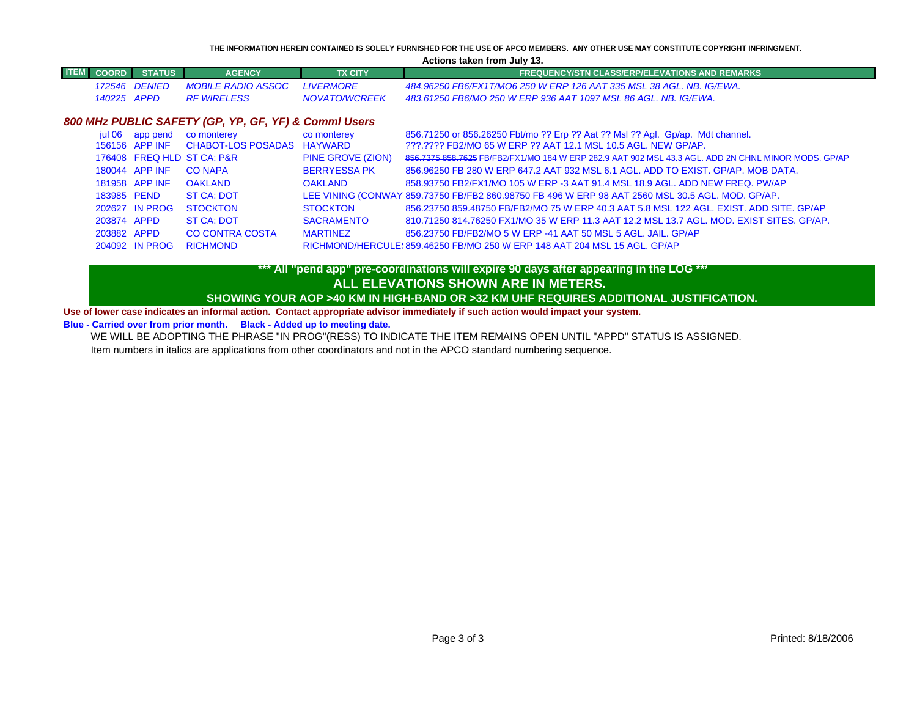THE INFORMATION HEREIN CONTAINED IS SOLELY FURNISHED FOR THE USE OF APCO MEMBERS. ANY OTHER USE MAY CONSTITUTE COPYRIGHT INFRINGMENT.

**Actions taken from July 13.**

| ITEM | COORD | STATUS | AGENCY | TX CITY | FREQUENCY/STN CLASS/ERP/ELEVATIONS AND REMARKS |
|---|---|---|---|---|---|
| | *172546* | *DENIED* | *MOBILE RADIO ASSOC* | *LIVERMORE* | *484.96250 FB6/FX1T/MO6 250 W ERP 126 AAT 335 MSL 38 AGL. NB. IG/EWA.* |
| | *140225* | *APPD* | *RF WIRELESS* | *NOVATO/WCREEK* | *483.61250 FB6/MO 250 W ERP 936 AAT 1097 MSL 86 AGL. NB. IG/EWA.* |

### *800 MHz PUBLIC SAFETY (GP, YP, GF, YF) & Comml Users*

| ITEM | COORD | STATUS | AGENCY | TX CITY | FREQUENCY/STN CLASS/ERP/ELEVATIONS AND REMARKS |
|---|---|---|---|---|---|
| | jul 06 | app pend | co monterey | co monterey | 856.71250 or 856.26250 Fbt/mo ?? Erp ?? Aat ?? Msl ?? Agl. Gp/ap. Mdt channel. |
| | 156156 | APP INF | CHABOT-LOS POSADAS | HAYWARD | ???.???? FB2/MO 65 W ERP ?? AAT 12.1 MSL 10.5 AGL. NEW GP/AP. |
| | 176408 | FREQ HLD | ST CA: P&R | PINE GROVE (ZION) | ~~856.7375 858.7625~~ FB/FB2/FX1/MO 184 W ERP 282.9 AAT 902 MSL 43.3 AGL. ADD 2N CHNL MINOR MODS. GP/AP |
| | 180044 | APP INF | CO NAPA | BERRYESSA PK | 856.96250 FB 280 W ERP 647.2 AAT 932 MSL 6.1 AGL. ADD TO EXIST. GP/AP. MOB DATA. |
| | 181958 | APP INF | OAKLAND | OAKLAND | 858.93750 FB2/FX1/MO 105 W ERP -3 AAT 91.4 MSL 18.9 AGL. ADD NEW FREQ. PW/AP |
| | 183985 | PEND | ST CA: DOT | LEE VINING (CONWAY | 859.73750 FB/FB2 860.98750 FB 496 W ERP 98 AAT 2560 MSL 30.5 AGL. MOD. GP/AP. |
| | 202627 | IN PROG | STOCKTON | STOCKTON | 856.23750 859.48750 FB/FB2/MO 75 W ERP 40.3 AAT 5.8 MSL 122 AGL. EXIST. ADD SITE. GP/AP |
| | 203874 | APPD | ST CA: DOT | SACRAMENTO | 810.71250 814.76250 FX1/MO 35 W ERP 11.3 AAT 12.2 MSL 13.7 AGL. MOD. EXIST SITES. GP/AP. |
| | 203882 | APPD | CO CONTRA COSTA | MARTINEZ | 856.23750 FB/FB2/MO 5 W ERP -41 AAT 50 MSL 5 AGL. JAIL. GP/AP |
| | 204092 | IN PROG | RICHMOND | RICHMOND/HERCULES | 859.46250 FB/MO 250 W ERP 148 AAT 204 MSL 15 AGL. GP/AP |

**\*\*\* All "pend app" pre-coordinations will expire 90 days after appearing in the LOG \*\*\***

**ALL ELEVATIONS SHOWN ARE IN METERS.**

**SHOWING YOUR AOP >40 KM IN HIGH-BAND OR >32 KM UHF REQUIRES ADDITIONAL JUSTIFICATION.**

**Use of lower case indicates an informal action. Contact appropriate advisor immediately if such action would impact your system.**

**Blue - Carried over from prior month. Black - Added up to meeting date.**

WE WILL BE ADOPTING THE PHRASE "IN PROG"(RESS) TO INDICATE THE ITEM REMAINS OPEN UNTIL "APPD" STATUS IS ASSIGNED.

Item numbers in italics are applications from other coordinators and not in the APCO standard numbering sequence.

Printed: 8/18/2006